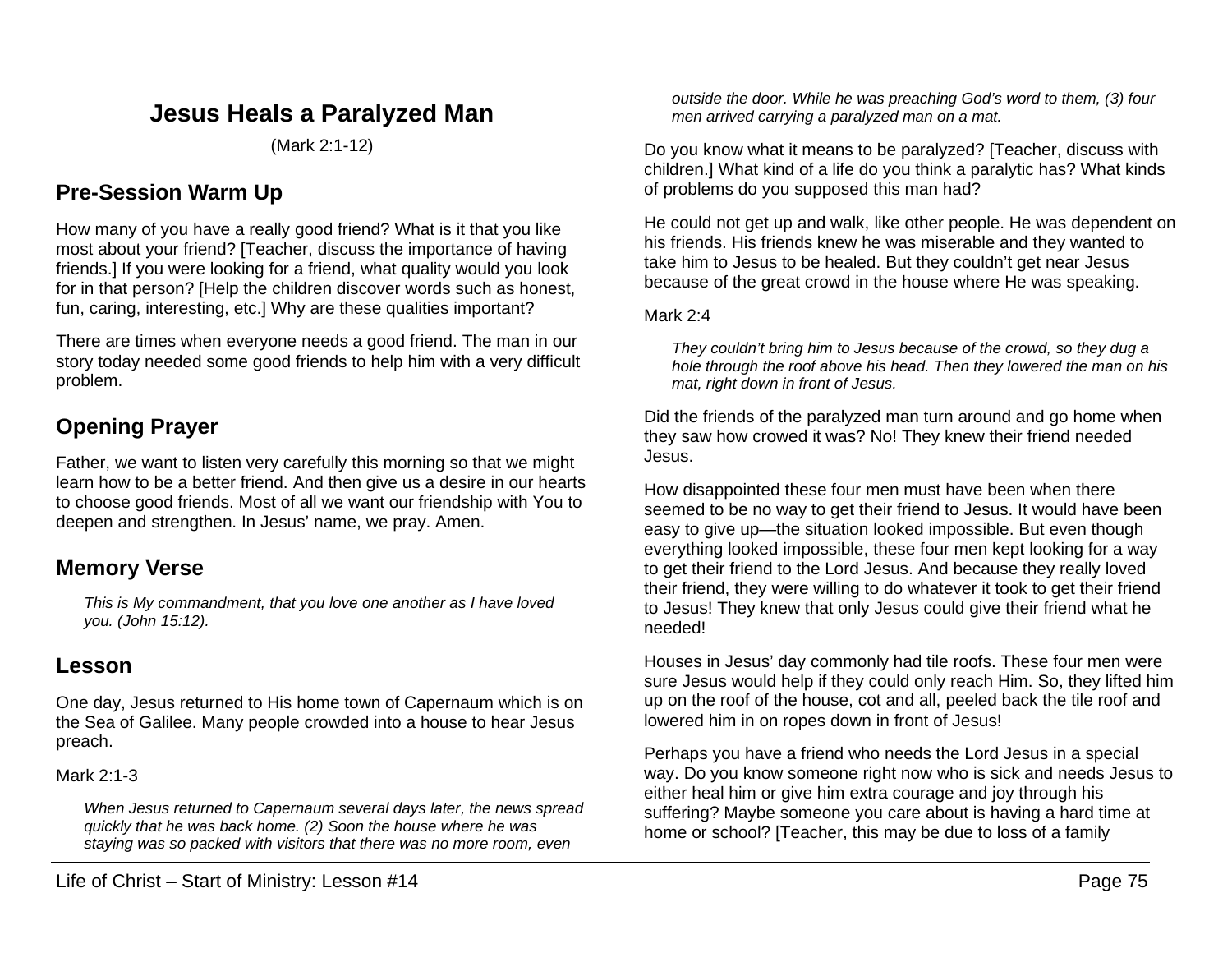# Jesus Heals a Paralyzed Man

(Mark 2:1-12)

## Pre-Session Warm Up

How many of you have a really good friend? What is it that you like most about your friend? [Teacher, discuss the importance of having friends.] If you were looking for a friend, what quality would you look for in that person? [Help the children discover words such as honest, fun, caring, interesting, etc.] Why are these qualities important?

There are times when everyone needs a good friend. The man in our story today needed some good friends to help him with a very difficult problem.

## Opening Prayer

Father, we want to listen very carefully this morning so that we might learn how to be a better friend. And then give us a desire in our hearts to choose good friends. Most of all we want our friendship with You to deepen and strengthen. In Jesus' name, we pray. Amen.

## Memory Verse

> *This is My commandment, that you love one another as I have loved you. (John 15:12).*

## Lesson

One day, Jesus returned to His home town of Capernaum which is on the Sea of Galilee. Many people crowded into a house to hear Jesus preach.

Mark 2:1-3

> *When Jesus returned to Capernaum several days later, the news spread quickly that he was back home. (2) Soon the house where he was staying was so packed with visitors that there was no more room, even outside the door. While he was preaching God's word to them, (3) four men arrived carrying a paralyzed man on a mat.*

Do you know what it means to be paralyzed? [Teacher, discuss with children.] What kind of a life do you think a paralytic has? What kinds of problems do you supposed this man had?

He could not get up and walk, like other people. He was dependent on his friends. His friends knew he was miserable and they wanted to take him to Jesus to be healed. But they couldn't get near Jesus because of the great crowd in the house where He was speaking.

Mark 2:4

> *They couldn't bring him to Jesus because of the crowd, so they dug a hole through the roof above his head. Then they lowered the man on his mat, right down in front of Jesus.*

Did the friends of the paralyzed man turn around and go home when they saw how crowed it was? No! They knew their friend needed Jesus.

How disappointed these four men must have been when there seemed to be no way to get their friend to Jesus. It would have been easy to give up—the situation looked impossible. But even though everything looked impossible, these four men kept looking for a way to get their friend to the Lord Jesus. And because they really loved their friend, they were willing to do whatever it took to get their friend to Jesus! They knew that only Jesus could give their friend what he needed!

Houses in Jesus' day commonly had tile roofs. These four men were sure Jesus would help if they could only reach Him. So, they lifted him up on the roof of the house, cot and all, peeled back the tile roof and lowered him in on ropes down in front of Jesus!

Perhaps you have a friend who needs the Lord Jesus in a special way. Do you know someone right now who is sick and needs Jesus to either heal him or give him extra courage and joy through his suffering? Maybe someone you care about is having a hard time at home or school? [Teacher, this may be due to loss of a family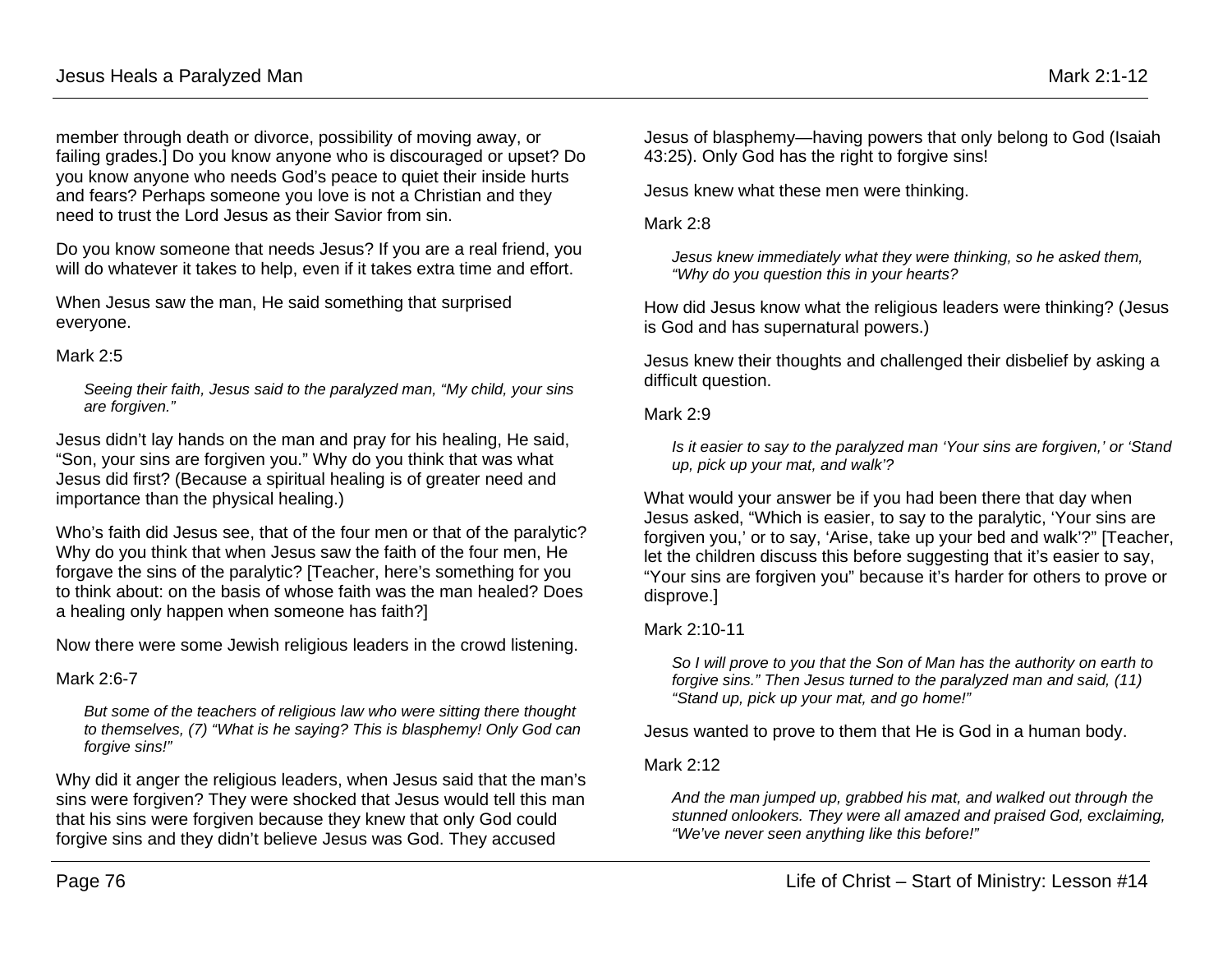member through death or divorce, possibility of moving away, or failing grades.] Do you know anyone who is discouraged or upset? Do you know anyone who needs God's peace to quiet their inside hurts and fears? Perhaps someone you love is not a Christian and they need to trust the Lord Jesus as their Savior from sin.

Do you know someone that needs Jesus? If you are a real friend, you will do whatever it takes to help, even if it takes extra time and effort.

When Jesus saw the man, He said something that surprised everyone.

Mark 2:5

> *Seeing their faith, Jesus said to the paralyzed man, "My child, your sins are forgiven."*

Jesus didn't lay hands on the man and pray for his healing, He said, "Son, your sins are forgiven you." Why do you think that was what Jesus did first? (Because a spiritual healing is of greater need and importance than the physical healing.)

Who's faith did Jesus see, that of the four men or that of the paralytic? Why do you think that when Jesus saw the faith of the four men, He forgave the sins of the paralytic? [Teacher, here's something for you to think about: on the basis of whose faith was the man healed? Does a healing only happen when someone has faith?]

Now there were some Jewish religious leaders in the crowd listening.

Mark 2:6-7

> *But some of the teachers of religious law who were sitting there thought to themselves, (7) "What is he saying? This is blasphemy! Only God can forgive sins!"*

Why did it anger the religious leaders, when Jesus said that the man's sins were forgiven? They were shocked that Jesus would tell this man that his sins were forgiven because they knew that only God could forgive sins and they didn't believe Jesus was God. They accused Jesus of blasphemy—having powers that only belong to God (Isaiah 43:25). Only God has the right to forgive sins!

Jesus knew what these men were thinking.

Mark 2:8

> *Jesus knew immediately what they were thinking, so he asked them, "Why do you question this in your hearts?*

How did Jesus know what the religious leaders were thinking? (Jesus is God and has supernatural powers.)

Jesus knew their thoughts and challenged their disbelief by asking a difficult question.

Mark 2:9

> *Is it easier to say to the paralyzed man 'Your sins are forgiven,' or 'Stand up, pick up your mat, and walk'?*

What would your answer be if you had been there that day when Jesus asked, "Which is easier, to say to the paralytic, 'Your sins are forgiven you,' or to say, 'Arise, take up your bed and walk'?" [Teacher, let the children discuss this before suggesting that it's easier to say, "Your sins are forgiven you" because it's harder for others to prove or disprove.]

Mark 2:10-11

> *So I will prove to you that the Son of Man has the authority on earth to forgive sins." Then Jesus turned to the paralyzed man and said, (11) "Stand up, pick up your mat, and go home!"*

Jesus wanted to prove to them that He is God in a human body.

Mark 2:12

> *And the man jumped up, grabbed his mat, and walked out through the stunned onlookers. They were all amazed and praised God, exclaiming, "We've never seen anything like this before!"*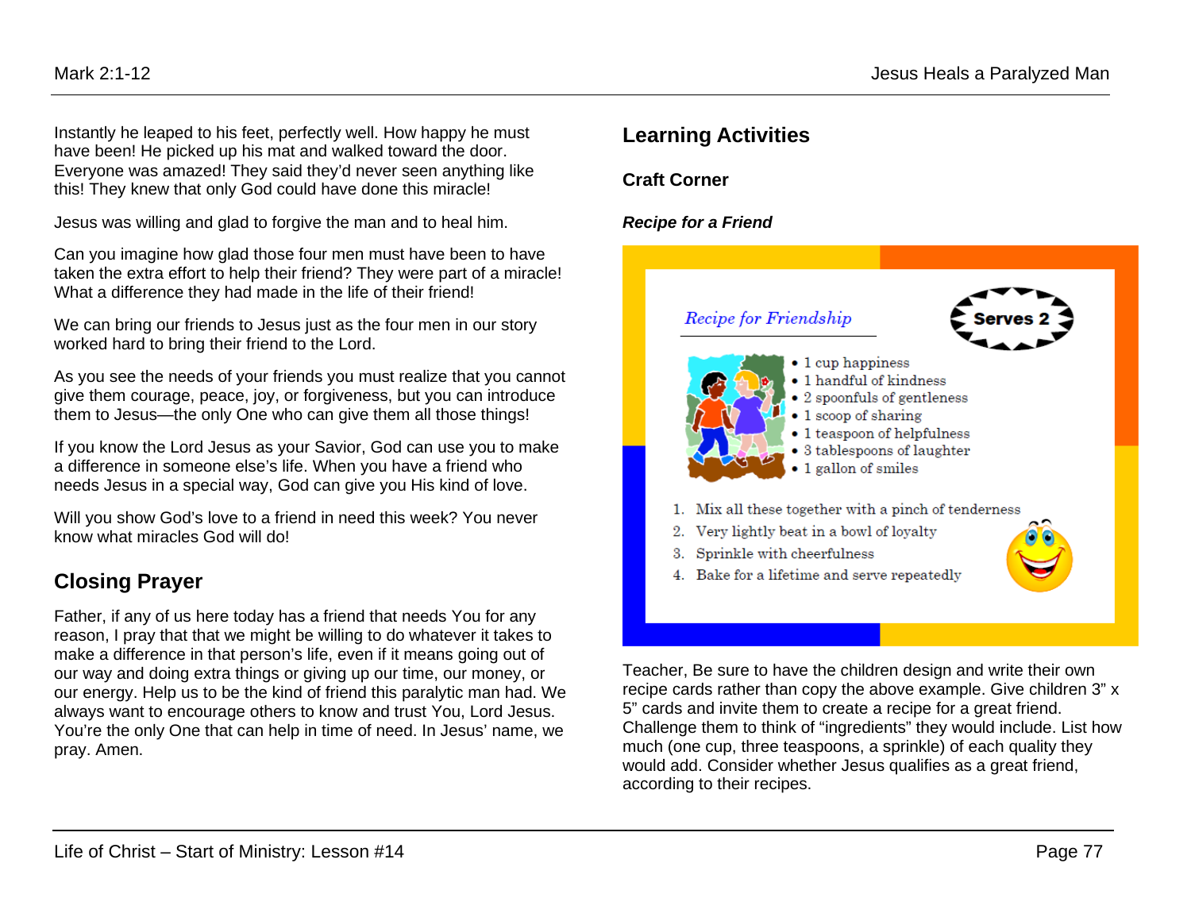Instantly he leaped to his feet, perfectly well. How happy he must have been! He picked up his mat and walked toward the door. Everyone was amazed! They said they'd never seen anything like this! They knew that only God could have done this miracle!

Jesus was willing and glad to forgive the man and to heal him.

Can you imagine how glad those four men must have been to have taken the extra effort to help their friend? They were part of a miracle! What a difference they had made in the life of their friend!

We can bring our friends to Jesus just as the four men in our story worked hard to bring their friend to the Lord.

As you see the needs of your friends you must realize that you cannot give them courage, peace, joy, or forgiveness, but you can introduce them to Jesus—the only One who can give them all those things!

If you know the Lord Jesus as your Savior, God can use you to make a difference in someone else's life. When you have a friend who needs Jesus in a special way, God can give you His kind of love.

Will you show God's love to a friend in need this week? You never know what miracles God will do!

## Closing Prayer

Father, if any of us here today has a friend that needs You for any reason, I pray that that we might be willing to do whatever it takes to make a difference in that person's life, even if it means going out of our way and doing extra things or giving up our time, our money, or our energy. Help us to be the kind of friend this paralytic man had. We always want to encourage others to know and trust You, Lord Jesus. You're the only One that can help in time of need. In Jesus' name, we pray. Amen.

## Learning Activities

### Craft Corner

***Recipe for a Friend***

*Recipe for Friendship*

**Serves 2**

- 1 cup happiness
- 1 handful of kindness
- 2 spoonfuls of gentleness
- 1 scoop of sharing
- 1 teaspoon of helpfulness
- 3 tablespoons of laughter
- 1 gallon of smiles

1. Mix all these together with a pinch of tenderness
2. Very lightly beat in a bowl of loyalty
3. Sprinkle with cheerfulness
4. Bake for a lifetime and serve repeatedly

Teacher, Be sure to have the children design and write their own recipe cards rather than copy the above example. Give children 3" x 5" cards and invite them to create a recipe for a great friend. Challenge them to think of "ingredients" they would include. List how much (one cup, three teaspoons, a sprinkle) of each quality they would add. Consider whether Jesus qualifies as a great friend, according to their recipes.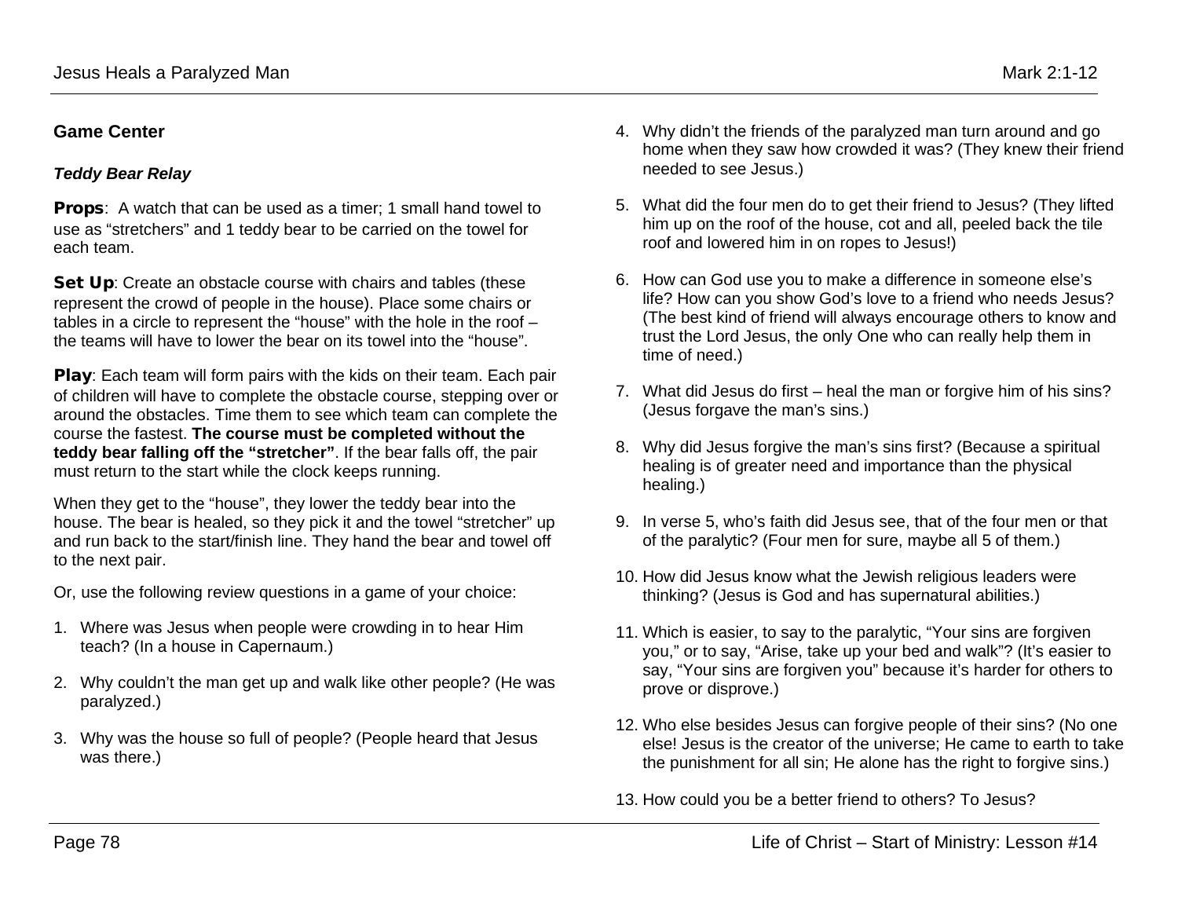## Game Center

### *Teddy Bear Relay*

**Props**: A watch that can be used as a timer; 1 small hand towel to use as "stretchers" and 1 teddy bear to be carried on the towel for each team.

**Set Up**: Create an obstacle course with chairs and tables (these represent the crowd of people in the house). Place some chairs or tables in a circle to represent the "house" with the hole in the roof – the teams will have to lower the bear on its towel into the "house".

**Play**: Each team will form pairs with the kids on their team. Each pair of children will have to complete the obstacle course, stepping over or around the obstacles. Time them to see which team can complete the course the fastest. **The course must be completed without the teddy bear falling off the "stretcher"**. If the bear falls off, the pair must return to the start while the clock keeps running.

When they get to the "house", they lower the teddy bear into the house. The bear is healed, so they pick it and the towel "stretcher" up and run back to the start/finish line. They hand the bear and towel off to the next pair.

Or, use the following review questions in a game of your choice:

1. Where was Jesus when people were crowding in to hear Him teach? (In a house in Capernaum.)
2. Why couldn't the man get up and walk like other people? (He was paralyzed.)
3. Why was the house so full of people? (People heard that Jesus was there.)
4. Why didn't the friends of the paralyzed man turn around and go home when they saw how crowded it was? (They knew their friend needed to see Jesus.)
5. What did the four men do to get their friend to Jesus? (They lifted him up on the roof of the house, cot and all, peeled back the tile roof and lowered him in on ropes to Jesus!)
6. How can God use you to make a difference in someone else's life? How can you show God's love to a friend who needs Jesus? (The best kind of friend will always encourage others to know and trust the Lord Jesus, the only One who can really help them in time of need.)
7. What did Jesus do first – heal the man or forgive him of his sins? (Jesus forgave the man's sins.)
8. Why did Jesus forgive the man's sins first? (Because a spiritual healing is of greater need and importance than the physical healing.)
9. In verse 5, who's faith did Jesus see, that of the four men or that of the paralytic? (Four men for sure, maybe all 5 of them.)
10. How did Jesus know what the Jewish religious leaders were thinking? (Jesus is God and has supernatural abilities.)
11. Which is easier, to say to the paralytic, "Your sins are forgiven you," or to say, "Arise, take up your bed and walk"? (It's easier to say, "Your sins are forgiven you" because it's harder for others to prove or disprove.)
12. Who else besides Jesus can forgive people of their sins? (No one else! Jesus is the creator of the universe; He came to earth to take the punishment for all sin; He alone has the right to forgive sins.)
13. How could you be a better friend to others? To Jesus?